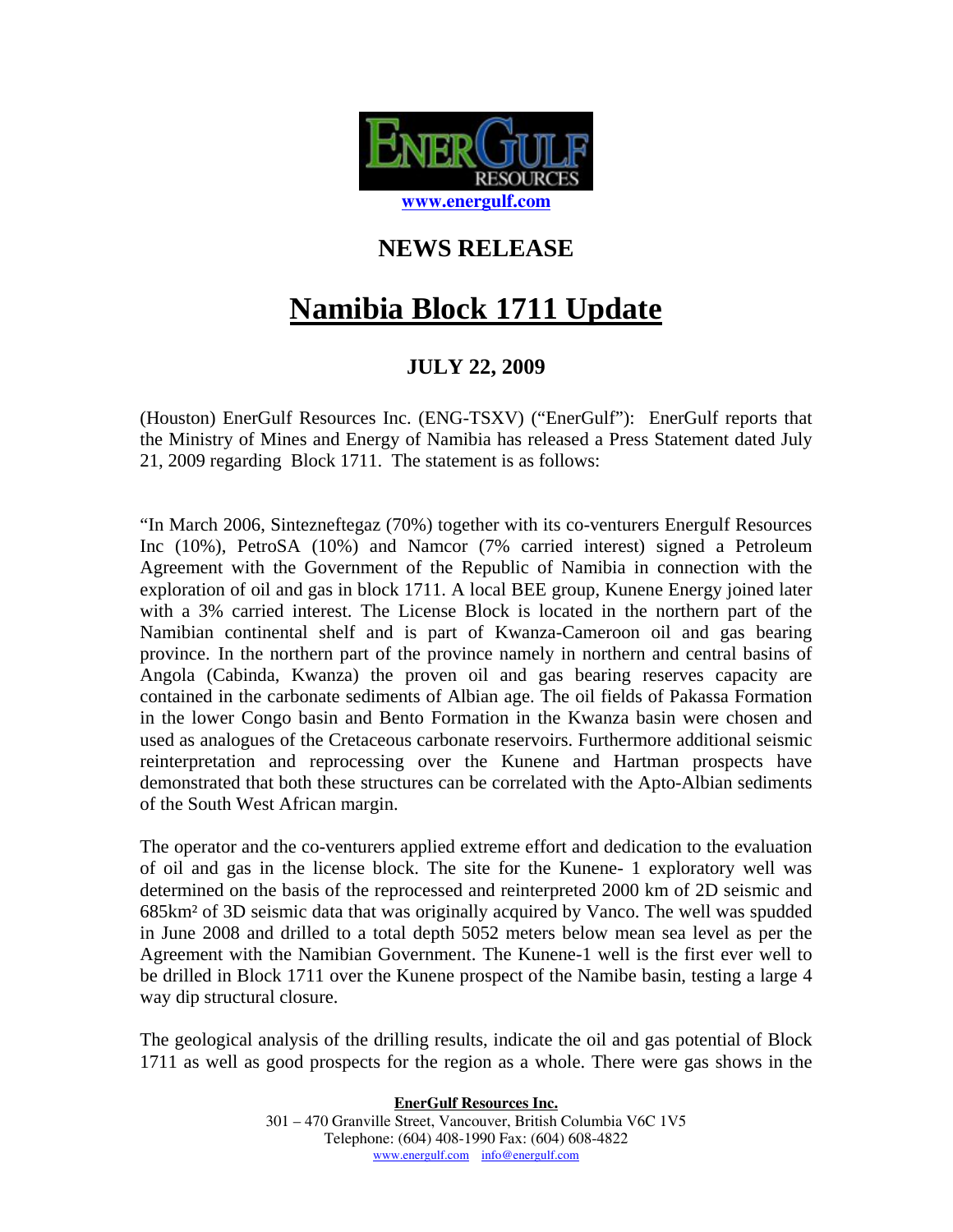ENERGULF RESOURCES

www.energulf.com

## NEWS RELEASE

# Namibia Block 1711 Update

### JULY 22, 2009

(Houston) EnerGulf Resources Inc. (ENG-TSXV) ("EnerGulf"): EnerGulf reports that the Ministry of Mines and Energy of Namibia has released a Press Statement dated July 21, 2009 regarding Block 1711. The statement is as follows:

"In March 2006, Sintezneftegaz (70%) together with its co-venturers Energulf Resources Inc (10%), PetroSA (10%) and Namcor (7% carried interest) signed a Petroleum Agreement with the Government of the Republic of Namibia in connection with the exploration of oil and gas in block 1711. A local BEE group, Kunene Energy joined later with a 3% carried interest. The License Block is located in the northern part of the Namibian continental shelf and is part of Kwanza-Cameroon oil and gas bearing province. In the northern part of the province namely in northern and central basins of Angola (Cabinda, Kwanza) the proven oil and gas bearing reserves capacity are contained in the carbonate sediments of Albian age. The oil fields of Pakassa Formation in the lower Congo basin and Bento Formation in the Kwanza basin were chosen and used as analogues of the Cretaceous carbonate reservoirs. Furthermore additional seismic reinterpretation and reprocessing over the Kunene and Hartman prospects have demonstrated that both these structures can be correlated with the Apto-Albian sediments of the South West African margin.

The operator and the co-venturers applied extreme effort and dedication to the evaluation of oil and gas in the license block. The site for the Kunene- 1 exploratory well was determined on the basis of the reprocessed and reinterpreted 2000 km of 2D seismic and 685km² of 3D seismic data that was originally acquired by Vanco. The well was spudded in June 2008 and drilled to a total depth 5052 meters below mean sea level as per the Agreement with the Namibian Government. The Kunene-1 well is the first ever well to be drilled in Block 1711 over the Kunene prospect of the Namibe basin, testing a large 4 way dip structural closure.

The geological analysis of the drilling results, indicate the oil and gas potential of Block 1711 as well as good prospects for the region as a whole. There were gas shows in the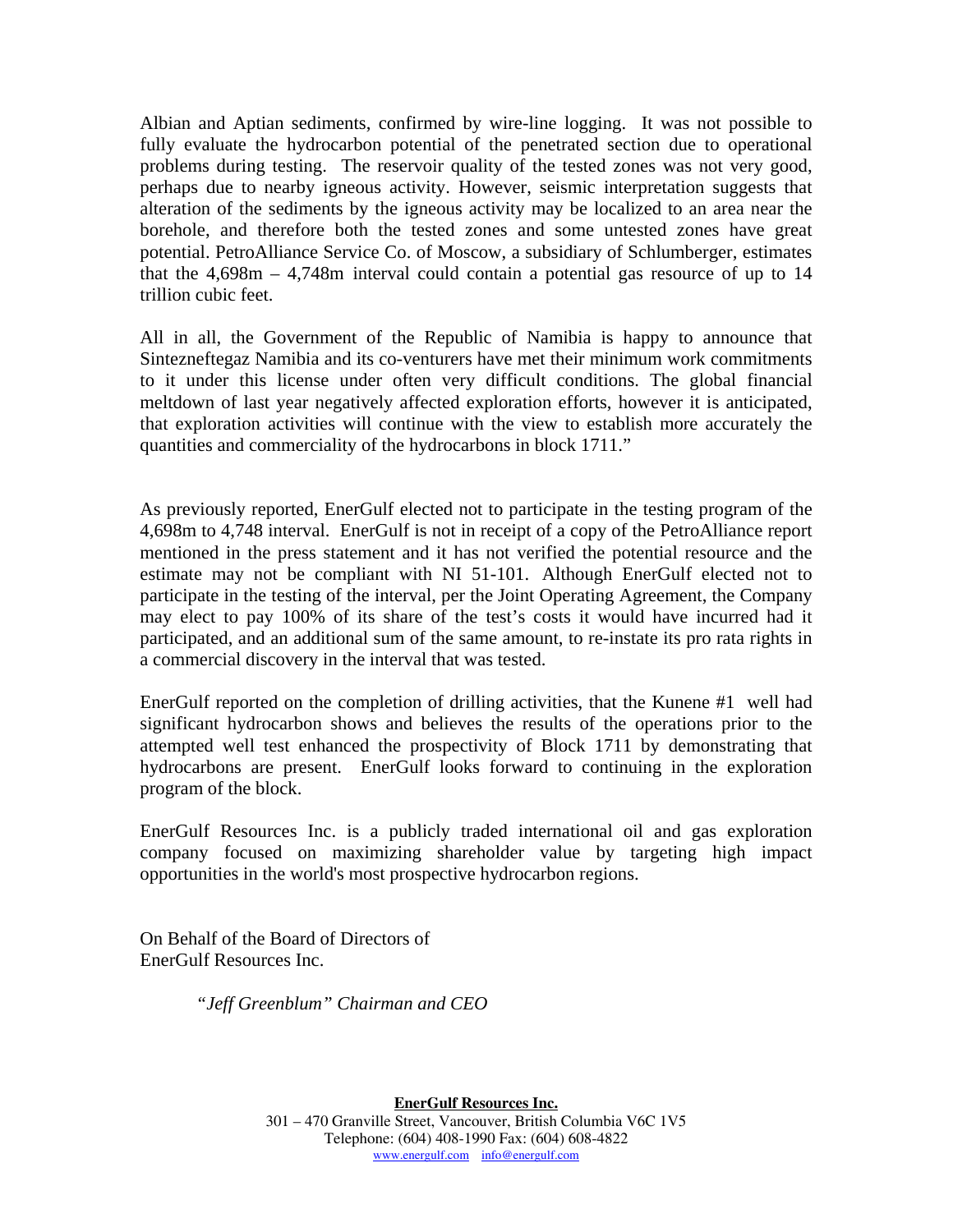Albian and Aptian sediments, confirmed by wire-line logging. It was not possible to fully evaluate the hydrocarbon potential of the penetrated section due to operational problems during testing. The reservoir quality of the tested zones was not very good, perhaps due to nearby igneous activity. However, seismic interpretation suggests that alteration of the sediments by the igneous activity may be localized to an area near the borehole, and therefore both the tested zones and some untested zones have great potential. PetroAlliance Service Co. of Moscow, a subsidiary of Schlumberger, estimates that the 4,698m – 4,748m interval could contain a potential gas resource of up to 14 trillion cubic feet.

All in all, the Government of the Republic of Namibia is happy to announce that Sintezneftegaz Namibia and its co-venturers have met their minimum work commitments to it under this license under often very difficult conditions. The global financial meltdown of last year negatively affected exploration efforts, however it is anticipated, that exploration activities will continue with the view to establish more accurately the quantities and commerciality of the hydrocarbons in block 1711."

As previously reported, EnerGulf elected not to participate in the testing program of the 4,698m to 4,748 interval. EnerGulf is not in receipt of a copy of the PetroAlliance report mentioned in the press statement and it has not verified the potential resource and the estimate may not be compliant with NI 51-101. Although EnerGulf elected not to participate in the testing of the interval, per the Joint Operating Agreement, the Company may elect to pay 100% of its share of the test's costs it would have incurred had it participated, and an additional sum of the same amount, to re-instate its pro rata rights in a commercial discovery in the interval that was tested.

EnerGulf reported on the completion of drilling activities, that the Kunene #1 well had significant hydrocarbon shows and believes the results of the operations prior to the attempted well test enhanced the prospectivity of Block 1711 by demonstrating that hydrocarbons are present. EnerGulf looks forward to continuing in the exploration program of the block.

EnerGulf Resources Inc. is a publicly traded international oil and gas exploration company focused on maximizing shareholder value by targeting high impact opportunities in the world's most prospective hydrocarbon regions.

On Behalf of the Board of Directors of
EnerGulf Resources Inc.

*"Jeff Greenblum" Chairman and CEO*

**EnerGulf Resources Inc.**
301 – 470 Granville Street, Vancouver, British Columbia V6C 1V5
Telephone: (604) 408-1990 Fax: (604) 608-4822
www.energulf.com info@energulf.com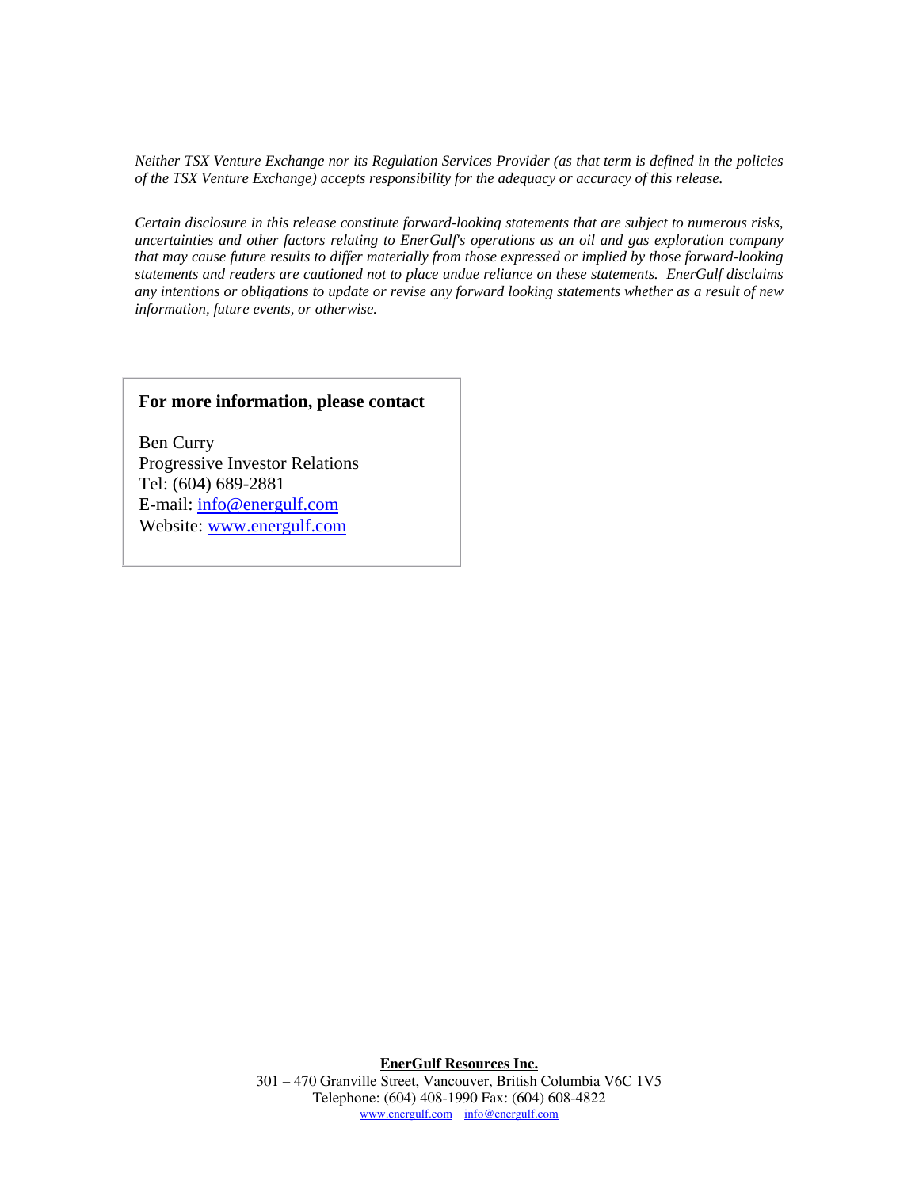*Neither TSX Venture Exchange nor its Regulation Services Provider (as that term is defined in the policies of the TSX Venture Exchange) accepts responsibility for the adequacy or accuracy of this release.*

*Certain disclosure in this release constitute forward-looking statements that are subject to numerous risks, uncertainties and other factors relating to EnerGulf's operations as an oil and gas exploration company that may cause future results to differ materially from those expressed or implied by those forward-looking statements and readers are cautioned not to place undue reliance on these statements. EnerGulf disclaims any intentions or obligations to update or revise any forward looking statements whether as a result of new information, future events, or otherwise.*

**For more information, please contact**

Ben Curry
Progressive Investor Relations
Tel: (604) 689-2881
E-mail: info@energulf.com
Website: www.energulf.com

**EnerGulf Resources Inc.**
301 – 470 Granville Street, Vancouver, British Columbia V6C 1V5
Telephone: (604) 408-1990 Fax: (604) 608-4822
www.energulf.com info@energulf.com